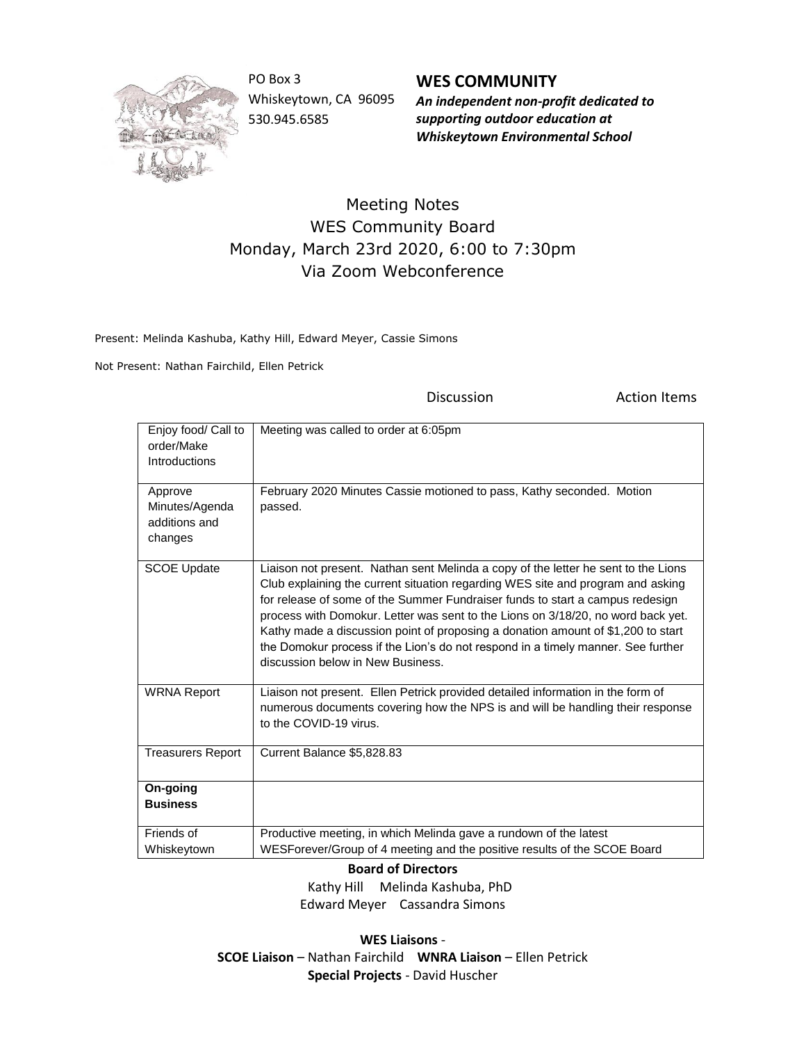PO Box 3
Whiskeytown, CA 96095
530.945.6585

**WES COMMUNITY**
***An independent non-profit dedicated to supporting outdoor education at Whiskeytown Environmental School***

# Meeting Notes
## WES Community Board
## Monday, March 23rd 2020, 6:00 to 7:30pm
## Via Zoom Webconference

Present: Melinda Kashuba, Kathy Hill, Edward Meyer, Cassie Simons

Not Present: Nathan Fairchild, Ellen Petrick

| | Discussion | Action Items |
|---|---|---|
| Enjoy food/ Call to order/Make Introductions | Meeting was called to order at 6:05pm | |
| Approve Minutes/Agenda additions and changes | February 2020 Minutes Cassie motioned to pass, Kathy seconded. Motion passed. | |
| SCOE Update | Liaison not present. Nathan sent Melinda a copy of the letter he sent to the Lions Club explaining the current situation regarding WES site and program and asking for release of some of the Summer Fundraiser funds to start a campus redesign process with Domokur. Letter was sent to the Lions on 3/18/20, no word back yet. Kathy made a discussion point of proposing a donation amount of $1,200 to start the Domokur process if the Lion's do not respond in a timely manner. See further discussion below in New Business. | |
| WRNA Report | Liaison not present. Ellen Petrick provided detailed information in the form of numerous documents covering how the NPS is and will be handling their response to the COVID-19 virus. | |
| Treasurers Report | Current Balance $5,828.83 | |
| **On-going Business** | | |
| Friends of Whiskeytown | Productive meeting, in which Melinda gave a rundown of the latest WESForever/Group of 4 meeting and the positive results of the SCOE Board | |

**Board of Directors**
Kathy Hill Melinda Kashuba, PhD
Edward Meyer Cassandra Simons

**WES Liaisons** -
**SCOE Liaison** – Nathan Fairchild **WNRA Liaison** – Ellen Petrick
**Special Projects** - David Huscher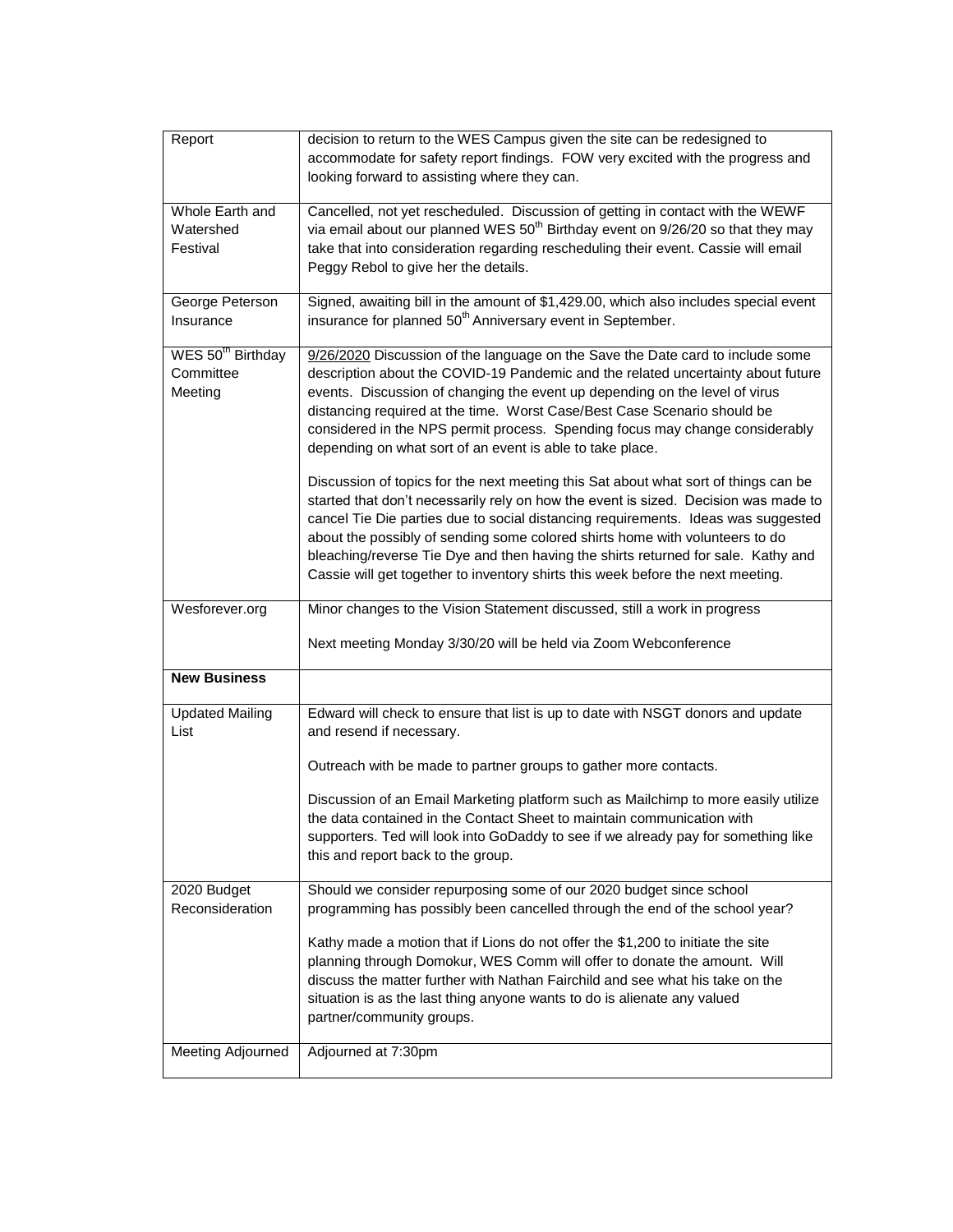| Report | decision to return to the WES Campus given the site can be redesigned to accommodate for safety report findings. FOW very excited with the progress and looking forward to assisting where they can. |
|---|---|
| Whole Earth and Watershed Festival | Cancelled, not yet rescheduled. Discussion of getting in contact with the WEWF via email about our planned WES 50th Birthday event on 9/26/20 so that they may take that into consideration regarding rescheduling their event. Cassie will email Peggy Rebol to give her the details. |
| George Peterson Insurance | Signed, awaiting bill in the amount of $1,429.00, which also includes special event insurance for planned 50th Anniversary event in September. |
| WES 50th Birthday Committee Meeting | 9/26/2020 Discussion of the language on the Save the Date card to include some description about the COVID-19 Pandemic and the related uncertainty about future events. Discussion of changing the event up depending on the level of virus distancing required at the time. Worst Case/Best Case Scenario should be considered in the NPS permit process. Spending focus may change considerably depending on what sort of an event is able to take place.<br><br>Discussion of topics for the next meeting this Sat about what sort of things can be started that don't necessarily rely on how the event is sized. Decision was made to cancel Tie Die parties due to social distancing requirements. Ideas was suggested about the possibly of sending some colored shirts home with volunteers to do bleaching/reverse Tie Dye and then having the shirts returned for sale. Kathy and Cassie will get together to inventory shirts this week before the next meeting. |
| Wesforever.org | Minor changes to the Vision Statement discussed, still a work in progress<br><br>Next meeting Monday 3/30/20 will be held via Zoom Webconference |
| **New Business** | |
| Updated Mailing List | Edward will check to ensure that list is up to date with NSGT donors and update and resend if necessary.<br><br>Outreach with be made to partner groups to gather more contacts.<br><br>Discussion of an Email Marketing platform such as Mailchimp to more easily utilize the data contained in the Contact Sheet to maintain communication with supporters. Ted will look into GoDaddy to see if we already pay for something like this and report back to the group. |
| 2020 Budget Reconsideration | Should we consider repurposing some of our 2020 budget since school programming has possibly been cancelled through the end of the school year?<br><br>Kathy made a motion that if Lions do not offer the $1,200 to initiate the site planning through Domokur, WES Comm will offer to donate the amount. Will discuss the matter further with Nathan Fairchild and see what his take on the situation is as the last thing anyone wants to do is alienate any valued partner/community groups. |
| Meeting Adjourned | Adjourned at 7:30pm |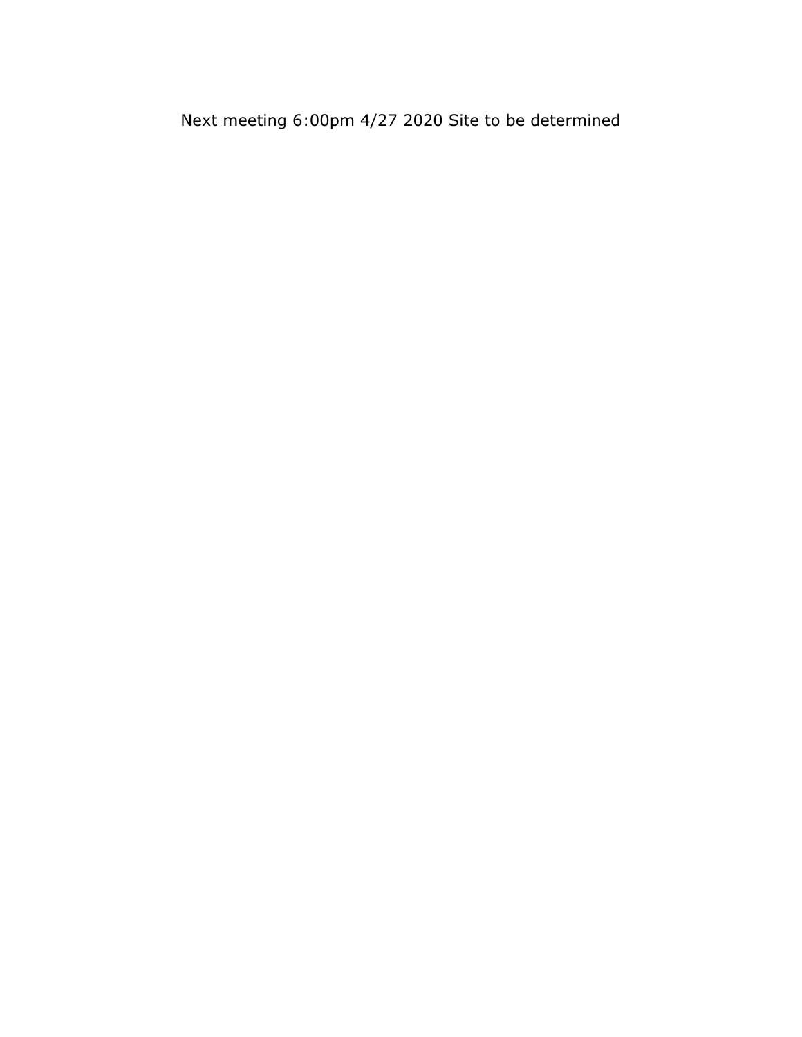Next meeting 6:00pm 4/27 2020 Site to be determined